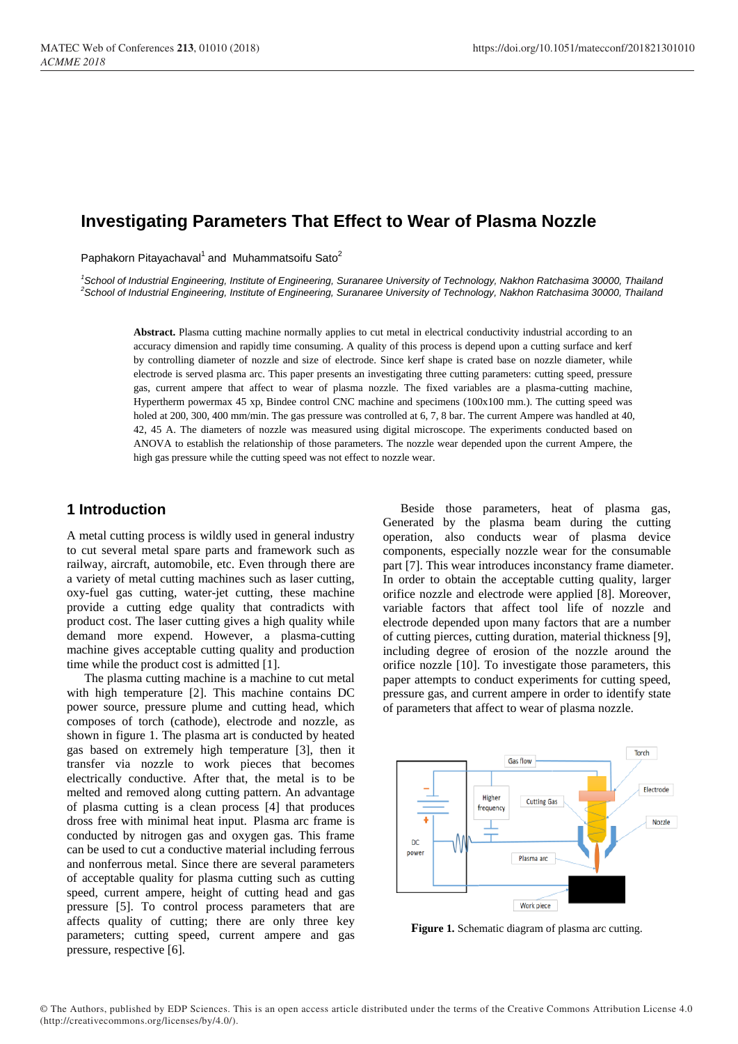# Investigating Parameters That Effect to Wear of Plasma Nozzle

Paphakorn Pitayachaval[1] and Muhammatsoifu Sato[2]

[1]School of Industrial Engineering, Institute of Engineering, Suranaree University of Technology, Nakhon Ratchasima 30000, Thailand
[2]School of Industrial Engineering, Institute of Engineering, Suranaree University of Technology, Nakhon Ratchasima 30000, Thailand

**Abstract.** Plasma cutting machine normally applies to cut metal in electrical conductivity industrial according to an accuracy dimension and rapidly time consuming. A quality of this process is depend upon a cutting surface and kerf by controlling diameter of nozzle and size of electrode. Since kerf shape is crated base on nozzle diameter, while electrode is served plasma arc. This paper presents an investigating three cutting parameters: cutting speed, pressure gas, current ampere that affect to wear of plasma nozzle. The fixed variables are a plasma-cutting machine, Hypertherm powermax 45 xp, Bindee control CNC machine and specimens (100x100 mm.). The cutting speed was holed at 200, 300, 400 mm/min. The gas pressure was controlled at 6, 7, 8 bar. The current Ampere was handled at 40, 42, 45 A. The diameters of nozzle was measured using digital microscope. The experiments conducted based on ANOVA to establish the relationship of those parameters. The nozzle wear depended upon the current Ampere, the high gas pressure while the cutting speed was not effect to nozzle wear.

## 1 Introduction

A metal cutting process is wildly used in general industry to cut several metal spare parts and framework such as railway, aircraft, automobile, etc. Even through there are a variety of metal cutting machines such as laser cutting, oxy-fuel gas cutting, water-jet cutting, these machine provide a cutting edge quality that contradicts with product cost. The laser cutting gives a high quality while demand more expend. However, a plasma-cutting machine gives acceptable cutting quality and production time while the product cost is admitted [1].

The plasma cutting machine is a machine to cut metal with high temperature [2]. This machine contains DC power source, pressure plume and cutting head, which composes of torch (cathode), electrode and nozzle, as shown in figure 1. The plasma art is conducted by heated gas based on extremely high temperature [3], then it transfer via nozzle to work pieces that becomes electrically conductive. After that, the metal is to be melted and removed along cutting pattern. An advantage of plasma cutting is a clean process [4] that produces dross free with minimal heat input. Plasma arc frame is conducted by nitrogen gas and oxygen gas. This frame can be used to cut a conductive material including ferrous and nonferrous metal. Since there are several parameters of acceptable quality for plasma cutting such as cutting speed, current ampere, height of cutting head and gas pressure [5]. To control process parameters that are affects quality of cutting; there are only three key parameters; cutting speed, current ampere and gas pressure, respective [6].

Beside those parameters, heat of plasma gas, Generated by the plasma beam during the cutting operation, also conducts wear of plasma device components, especially nozzle wear for the consumable part [7]. This wear introduces inconstancy frame diameter. In order to obtain the acceptable cutting quality, larger orifice nozzle and electrode were applied [8]. Moreover, variable factors that affect tool life of nozzle and electrode depended upon many factors that are a number of cutting pierces, cutting duration, material thickness [9], including degree of erosion of the nozzle around the orifice nozzle [10]. To investigate those parameters, this paper attempts to conduct experiments for cutting speed, pressure gas, and current ampere in order to identify state of parameters that affect to wear of plasma nozzle.

**Figure 1.** Schematic diagram of plasma arc cutting.

© The Authors, published by EDP Sciences. This is an open access article distributed under the terms of the Creative Commons Attribution License 4.0 (http://creativecommons.org/licenses/by/4.0/).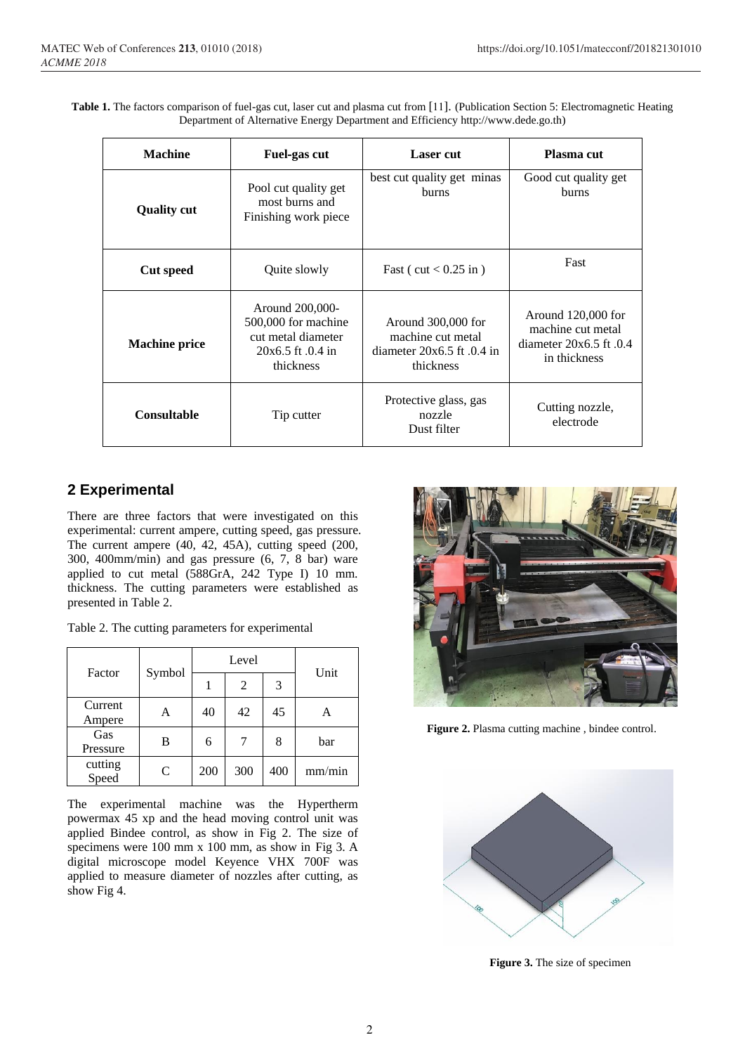**Table 1.** The factors comparison of fuel-gas cut, laser cut and plasma cut from [11]. (Publication Section 5: Electromagnetic Heating Department of Alternative Energy Department and Efficiency http://www.dede.go.th)

| Machine | Fuel-gas cut | Laser cut | Plasma cut |
|---|---|---|---|
| **Quality cut** | Pool cut quality get most burns and Finishing work piece | best cut quality get minas burns | Good cut quality get burns |
| **Cut speed** | Quite slowly | Fast ( cut < 0.25 in ) | Fast |
| **Machine price** | Around 200,000-500,000 for machine cut metal diameter 20x6.5 ft .0.4 in thickness | Around 300,000 for machine cut metal diameter 20x6.5 ft .0.4 in thickness | Around 120,000 for machine cut metal diameter 20x6.5 ft .0.4 in thickness |
| **Consultable** | Tip cutter | Protective glass, gas nozzle Dust filter | Cutting nozzle, electrode |

## 2 Experimental

There are three factors that were investigated on this experimental: current ampere, cutting speed, gas pressure. The current ampere (40, 42, 45A), cutting speed (200, 300, 400mm/min) and gas pressure (6, 7, 8 bar) ware applied to cut metal (588GrA, 242 Type I) 10 mm. thickness. The cutting parameters were established as presented in Table 2.

Table 2. The cutting parameters for experimental

| Factor | Symbol | Level | | | Unit |
|---|---|---|---|---|---|
| | | 1 | 2 | 3 | |
| Current Ampere | A | 40 | 42 | 45 | A |
| Gas Pressure | B | 6 | 7 | 8 | bar |
| cutting Speed | C | 200 | 300 | 400 | mm/min |

The experimental machine was the Hypertherm powermax 45 xp and the head moving control unit was applied Bindee control, as show in Fig 2. The size of specimens were 100 mm x 100 mm, as show in Fig 3. A digital microscope model Keyence VHX 700F was applied to measure diameter of nozzles after cutting, as show Fig 4.

**Figure 2.** Plasma cutting machine , bindee control.

**Figure 3.** The size of specimen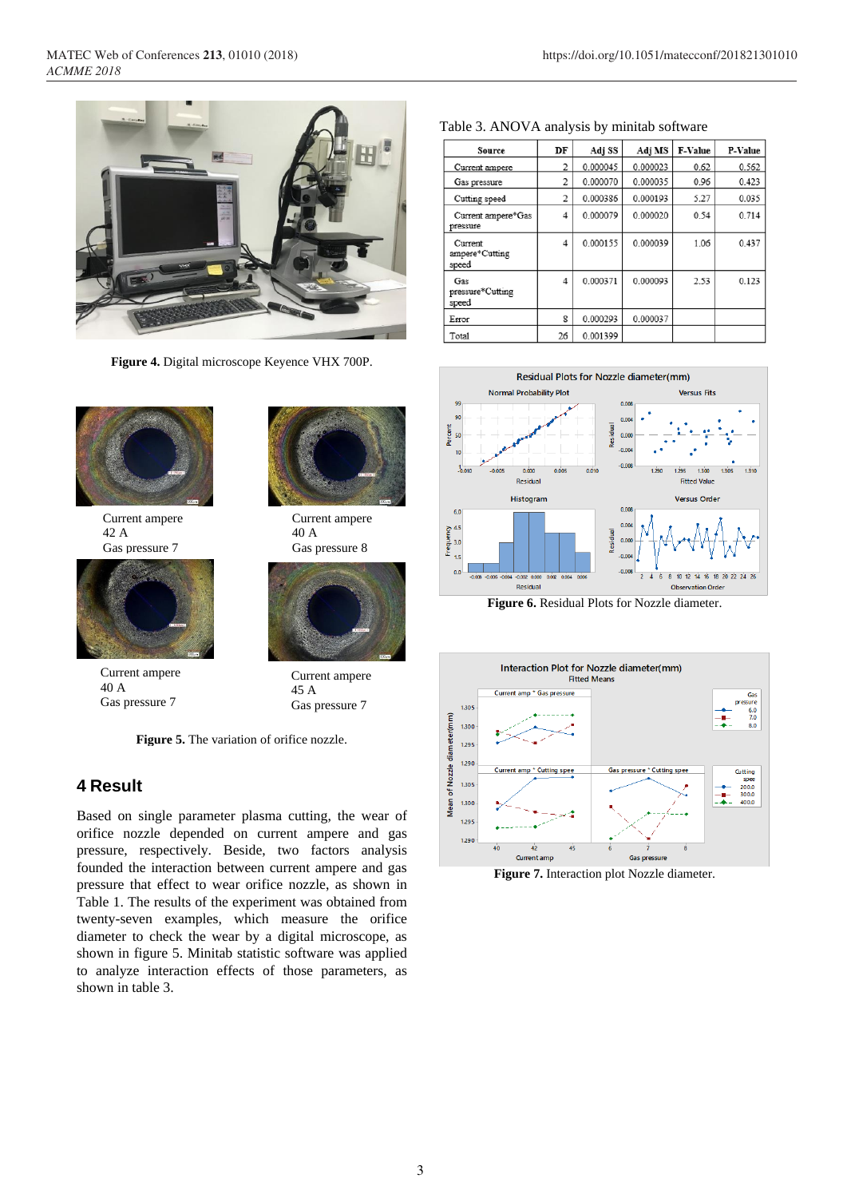Figure 4. Digital microscope Keyence VHX 700P.

Current ampere
42 A
Gas pressure 7

Current ampere
40 A
Gas pressure 8

Current ampere
40 A
Gas pressure 7

Current ampere
45 A
Gas pressure 7

**Figure 5.** The variation of orifice nozzle.

## 4 Result

Based on single parameter plasma cutting, the wear of orifice nozzle depended on current ampere and gas pressure, respectively. Beside, two factors analysis founded the interaction between current ampere and gas pressure that effect to wear orifice nozzle, as shown in Table 1. The results of the experiment was obtained from twenty-seven examples, which measure the orifice diameter to check the wear by a digital microscope, as shown in figure 5. Minitab statistic software was applied to analyze interaction effects of those parameters, as shown in table 3.

Table 3. ANOVA analysis by minitab software

| Source | DF | Adj SS | Adj MS | F-Value | P-Value |
|---|---|---|---|---|---|
| Current ampere | 2 | 0.000045 | 0.000023 | 0.62 | 0.562 |
| Gas pressure | 2 | 0.000070 | 0.000035 | 0.96 | 0.423 |
| Cutting speed | 2 | 0.000386 | 0.000193 | 5.27 | 0.035 |
| Current ampere*Gas pressure | 4 | 0.000079 | 0.000020 | 0.54 | 0.714 |
| Current ampere*Cutting speed | 4 | 0.000155 | 0.000039 | 1.06 | 0.437 |
| Gas pressure*Cutting speed | 4 | 0.000371 | 0.000093 | 2.53 | 0.123 |
| Error | 8 | 0.000293 | 0.000037 | | |
| Total | 26 | 0.001399 | | | |

**Figure 6.** Residual Plots for Nozzle diameter.

**Figure 7.** Interaction plot Nozzle diameter.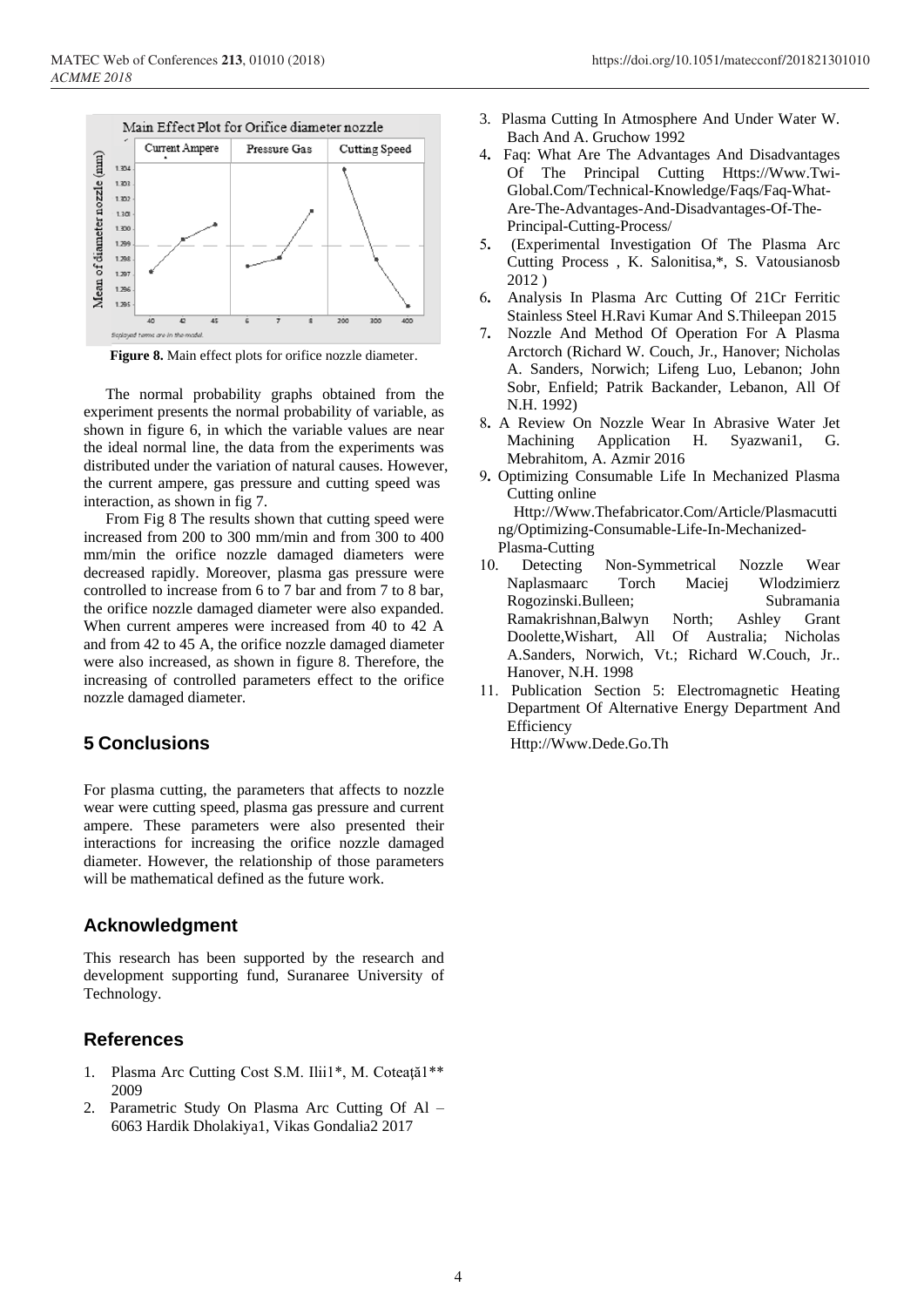Main Effect Plot for Orifice diameter nozzle

Current Ampere | Pressure Gas | Cutting Speed

Mean of diameter nozzle (mm)

1.304
1.303
1.302
1.301
1.300
1.299
1.298
1.297
1.296
1.295

40 42 45 | 6 7 8 | 200 300 400

Displayed terms are in the model.

**Figure 8.** Main effect plots for orifice nozzle diameter.

The normal probability graphs obtained from the experiment presents the normal probability of variable, as shown in figure 6, in which the variable values are near the ideal normal line, the data from the experiments was distributed under the variation of natural causes. However, the current ampere, gas pressure and cutting speed was interaction, as shown in fig 7.

From Fig 8 The results shown that cutting speed were increased from 200 to 300 mm/min and from 300 to 400 mm/min the orifice nozzle damaged diameters were decreased rapidly. Moreover, plasma gas pressure were controlled to increase from 6 to 7 bar and from 7 to 8 bar, the orifice nozzle damaged diameter were also expanded. When current amperes were increased from 40 to 42 A and from 42 to 45 A, the orifice nozzle damaged diameter were also increased, as shown in figure 8. Therefore, the increasing of controlled parameters effect to the orifice nozzle damaged diameter.

## 5 Conclusions

For plasma cutting, the parameters that affects to nozzle wear were cutting speed, plasma gas pressure and current ampere. These parameters were also presented their interactions for increasing the orifice nozzle damaged diameter. However, the relationship of those parameters will be mathematical defined as the future work.

## Acknowledgment

This research has been supported by the research and development supporting fund, Suranaree University of Technology.

## References

1. Plasma Arc Cutting Cost S.M. Ilii1*, M. Coteaţă1** 2009
2. Parametric Study On Plasma Arc Cutting Of Al – 6063 Hardik Dholakiya1, Vikas Gondalia2 2017
3. Plasma Cutting In Atmosphere And Under Water W. Bach And A. Gruchow 1992
4. Faq: What Are The Advantages And Disadvantages Of The Principal Cutting Https://Www.Twi-Global.Com/Technical-Knowledge/Faqs/Faq-What-Are-The-Advantages-And-Disadvantages-Of-The-Principal-Cutting-Process/
5. (Experimental Investigation Of The Plasma Arc Cutting Process , K. Salonitisa,*, S. Vatousianosb 2012 )
6. Analysis In Plasma Arc Cutting Of 21Cr Ferritic Stainless Steel H.Ravi Kumar And S.Thileepan 2015
7. Nozzle And Method Of Operation For A Plasma Arctorch (Richard W. Couch, Jr., Hanover; Nicholas A. Sanders, Norwich; Lifeng Luo, Lebanon; John Sobr, Enfield; Patrik Backander, Lebanon, All Of N.H. 1992)
8. A Review On Nozzle Wear In Abrasive Water Jet Machining Application H. Syazwani1, G. Mebrahitom, A. Azmir 2016
9. Optimizing Consumable Life In Mechanized Plasma Cutting online Http://Www.Thefabricator.Com/Article/Plasmacutting/Optimizing-Consumable-Life-In-Mechanized-Plasma-Cutting
10. Detecting Non-Symmetrical Nozzle Wear Naplasmaarc Torch Maciej Wlodzimierz Rogozinski.Bulleen; Subramania Ramakrishnan,Balwyn North; Ashley Grant Doolette,Wishart, All Of Australia; Nicholas A.Sanders, Norwich, Vt.; Richard W.Couch, Jr.. Hanover, N.H. 1998
11. Publication Section 5: Electromagnetic Heating Department Of Alternative Energy Department And Efficiency Http://Www.Dede.Go.Th